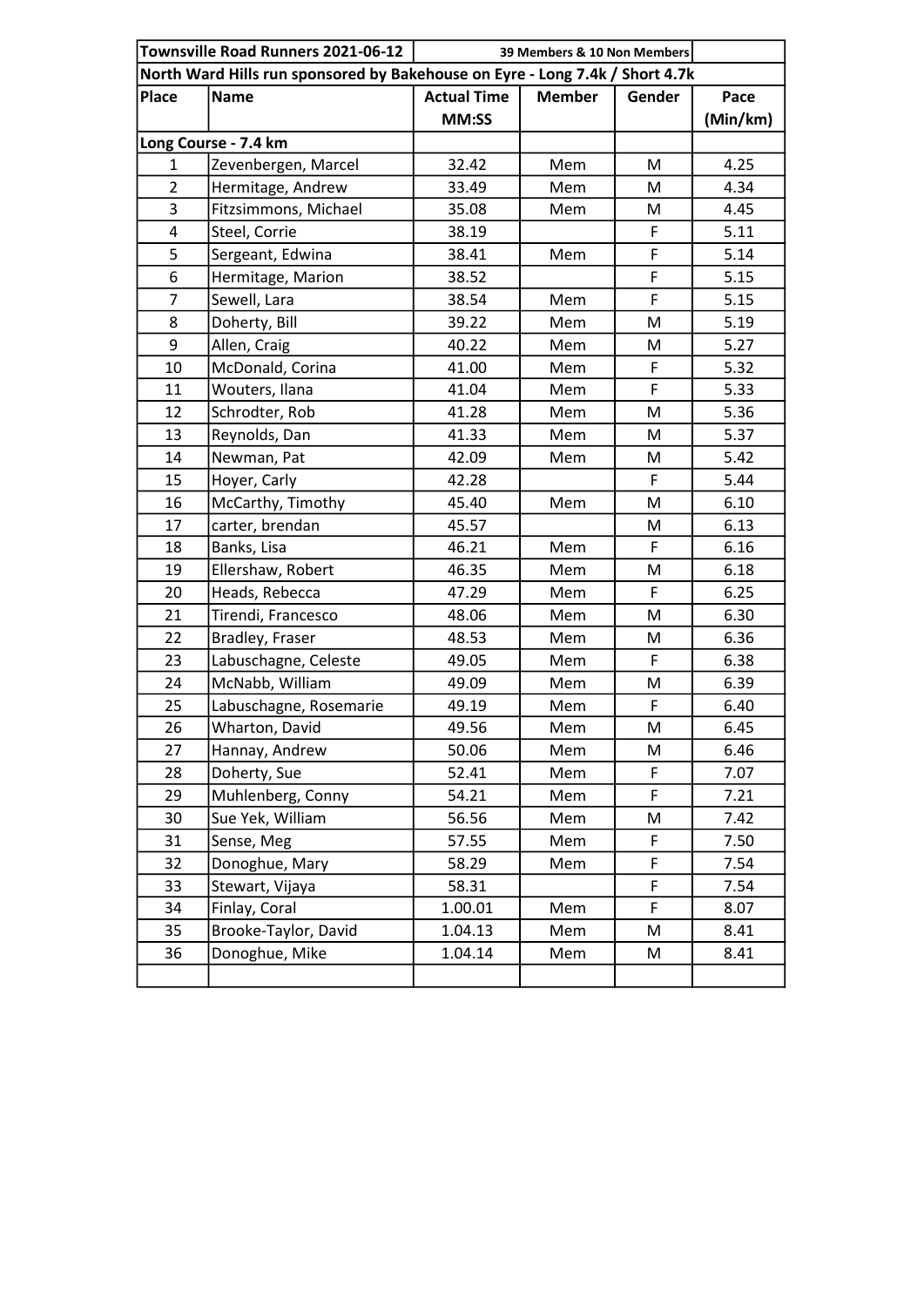| Townsville Road Runners 2021-06-12 | | 39 Members & 10 Non Members | | | |
|---|---|---|---|---|---|
| North Ward Hills run sponsored by Bakehouse on Eyre - Long 7.4k / Short 4.7k | | | | | |
| **Place** | **Name** | **Actual Time MM:SS** | **Member** | **Gender** | **Pace (Min/km)** |
| **Long Course - 7.4 km** | | | | | |
| 1 | Zevenbergen, Marcel | 32.42 | Mem | M | 4.25 |
| 2 | Hermitage, Andrew | 33.49 | Mem | M | 4.34 |
| 3 | Fitzsimmons, Michael | 35.08 | Mem | M | 4.45 |
| 4 | Steel, Corrie | 38.19 | | F | 5.11 |
| 5 | Sergeant, Edwina | 38.41 | Mem | F | 5.14 |
| 6 | Hermitage, Marion | 38.52 | | F | 5.15 |
| 7 | Sewell, Lara | 38.54 | Mem | F | 5.15 |
| 8 | Doherty, Bill | 39.22 | Mem | M | 5.19 |
| 9 | Allen, Craig | 40.22 | Mem | M | 5.27 |
| 10 | McDonald, Corina | 41.00 | Mem | F | 5.32 |
| 11 | Wouters, Ilana | 41.04 | Mem | F | 5.33 |
| 12 | Schrodter, Rob | 41.28 | Mem | M | 5.36 |
| 13 | Reynolds, Dan | 41.33 | Mem | M | 5.37 |
| 14 | Newman, Pat | 42.09 | Mem | M | 5.42 |
| 15 | Hoyer, Carly | 42.28 | | F | 5.44 |
| 16 | McCarthy, Timothy | 45.40 | Mem | M | 6.10 |
| 17 | carter, brendan | 45.57 | | M | 6.13 |
| 18 | Banks, Lisa | 46.21 | Mem | F | 6.16 |
| 19 | Ellershaw, Robert | 46.35 | Mem | M | 6.18 |
| 20 | Heads, Rebecca | 47.29 | Mem | F | 6.25 |
| 21 | Tirendi, Francesco | 48.06 | Mem | M | 6.30 |
| 22 | Bradley, Fraser | 48.53 | Mem | M | 6.36 |
| 23 | Labuschagne, Celeste | 49.05 | Mem | F | 6.38 |
| 24 | McNabb, William | 49.09 | Mem | M | 6.39 |
| 25 | Labuschagne, Rosemarie | 49.19 | Mem | F | 6.40 |
| 26 | Wharton, David | 49.56 | Mem | M | 6.45 |
| 27 | Hannay, Andrew | 50.06 | Mem | M | 6.46 |
| 28 | Doherty, Sue | 52.41 | Mem | F | 7.07 |
| 29 | Muhlenberg, Conny | 54.21 | Mem | F | 7.21 |
| 30 | Sue Yek, William | 56.56 | Mem | M | 7.42 |
| 31 | Sense, Meg | 57.55 | Mem | F | 7.50 |
| 32 | Donoghue, Mary | 58.29 | Mem | F | 7.54 |
| 33 | Stewart, Vijaya | 58.31 | | F | 7.54 |
| 34 | Finlay, Coral | 1.00.01 | Mem | F | 8.07 |
| 35 | Brooke-Taylor, David | 1.04.13 | Mem | M | 8.41 |
| 36 | Donoghue, Mike | 1.04.14 | Mem | M | 8.41 |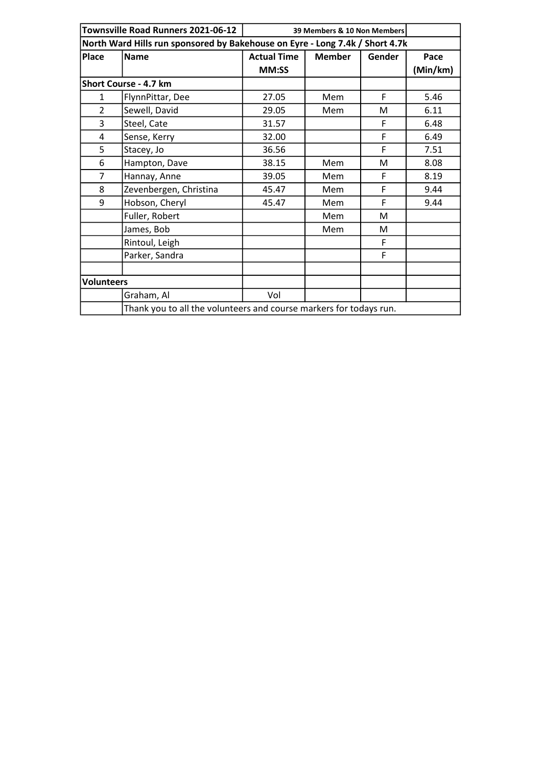| Townsville Road Runners 2021-06-12 | | 39 Members & 10 Non Members | | | |
|---|---|---|---|---|---|
| North Ward Hills run sponsored by Bakehouse on Eyre - Long 7.4k / Short 4.7k | | | | | |
| Place | Name | Actual Time MM:SS | Member | Gender | Pace (Min/km) |
| Short Course - 4.7 km | | | | | |
| 1 | FlynnPittar, Dee | 27.05 | Mem | F | 5.46 |
| 2 | Sewell, David | 29.05 | Mem | M | 6.11 |
| 3 | Steel, Cate | 31.57 | | F | 6.48 |
| 4 | Sense, Kerry | 32.00 | | F | 6.49 |
| 5 | Stacey, Jo | 36.56 | | F | 7.51 |
| 6 | Hampton, Dave | 38.15 | Mem | M | 8.08 |
| 7 | Hannay, Anne | 39.05 | Mem | F | 8.19 |
| 8 | Zevenbergen, Christina | 45.47 | Mem | F | 9.44 |
| 9 | Hobson, Cheryl | 45.47 | Mem | F | 9.44 |
| | Fuller, Robert | | Mem | M | |
| | James, Bob | | Mem | M | |
| | Rintoul, Leigh | | | F | |
| | Parker, Sandra | | | F | |
| | | | | | |
| Volunteers | | | | | |
| | Graham, Al | Vol | | | |
| | Thank you to all the volunteers and course markers for todays run. | | | | |